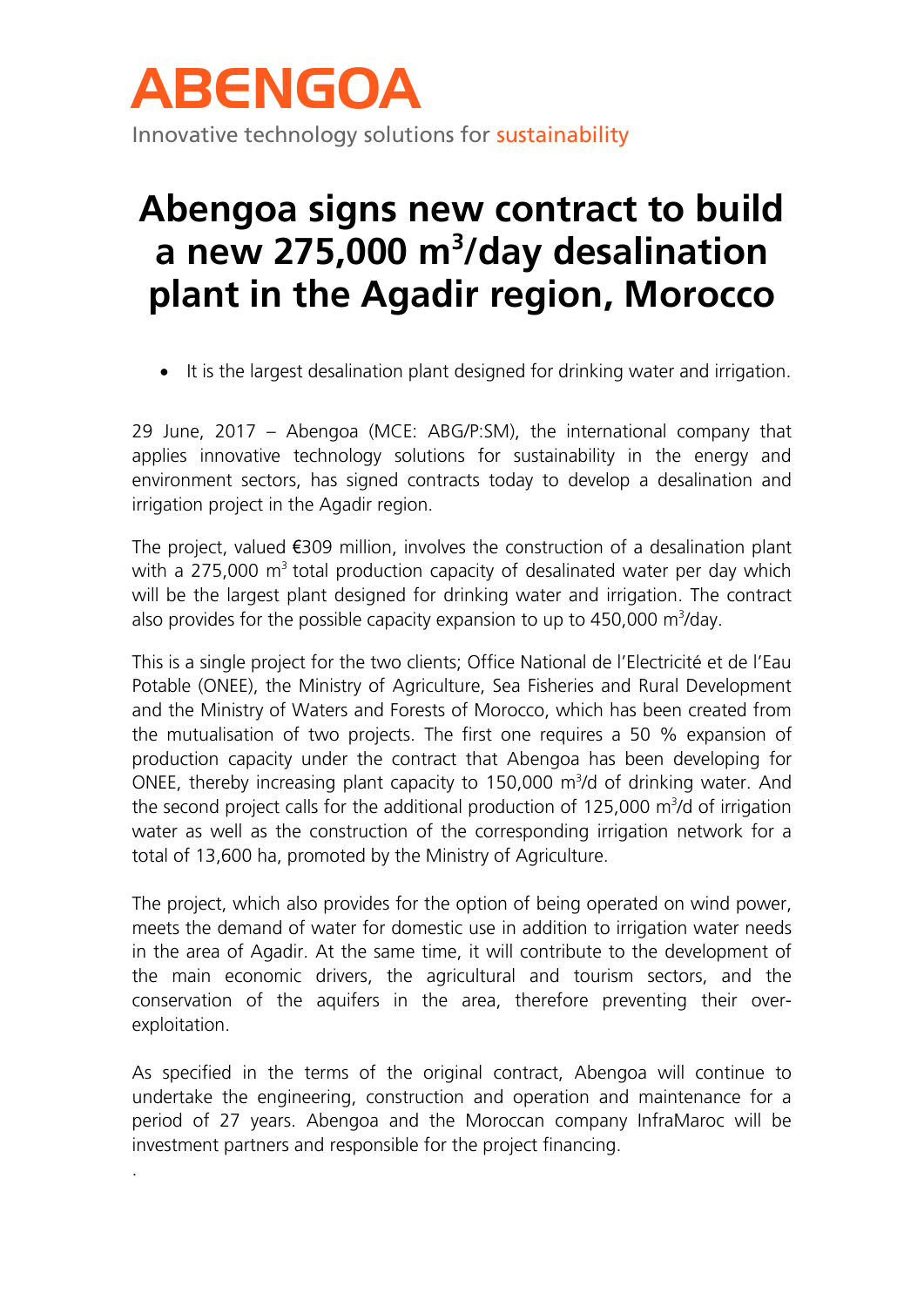# ABENGOA

Innovative technology solutions for sustainability

# Abengoa signs new contract to build a new 275,000 m$^3$/day desalination plant in the Agadir region, Morocco

- It is the largest desalination plant designed for drinking water and irrigation.

29 June, 2017 – Abengoa (MCE: ABG/P:SM), the international company that applies innovative technology solutions for sustainability in the energy and environment sectors, has signed contracts today to develop a desalination and irrigation project in the Agadir region.

The project, valued €309 million, involves the construction of a desalination plant with a 275,000 m$^3$ total production capacity of desalinated water per day which will be the largest plant designed for drinking water and irrigation. The contract also provides for the possible capacity expansion to up to 450,000 m$^3$/day.

This is a single project for the two clients; Office National de l'Electricité et de l'Eau Potable (ONEE), the Ministry of Agriculture, Sea Fisheries and Rural Development and the Ministry of Waters and Forests of Morocco, which has been created from the mutualisation of two projects. The first one requires a 50 % expansion of production capacity under the contract that Abengoa has been developing for ONEE, thereby increasing plant capacity to 150,000 m$^3$/d of drinking water. And the second project calls for the additional production of 125,000 m$^3$/d of irrigation water as well as the construction of the corresponding irrigation network for a total of 13,600 ha, promoted by the Ministry of Agriculture.

The project, which also provides for the option of being operated on wind power, meets the demand of water for domestic use in addition to irrigation water needs in the area of Agadir. At the same time, it will contribute to the development of the main economic drivers, the agricultural and tourism sectors, and the conservation of the aquifers in the area, therefore preventing their over-exploitation.

As specified in the terms of the original contract, Abengoa will continue to undertake the engineering, construction and operation and maintenance for a period of 27 years. Abengoa and the Moroccan company InfraMaroc will be investment partners and responsible for the project financing.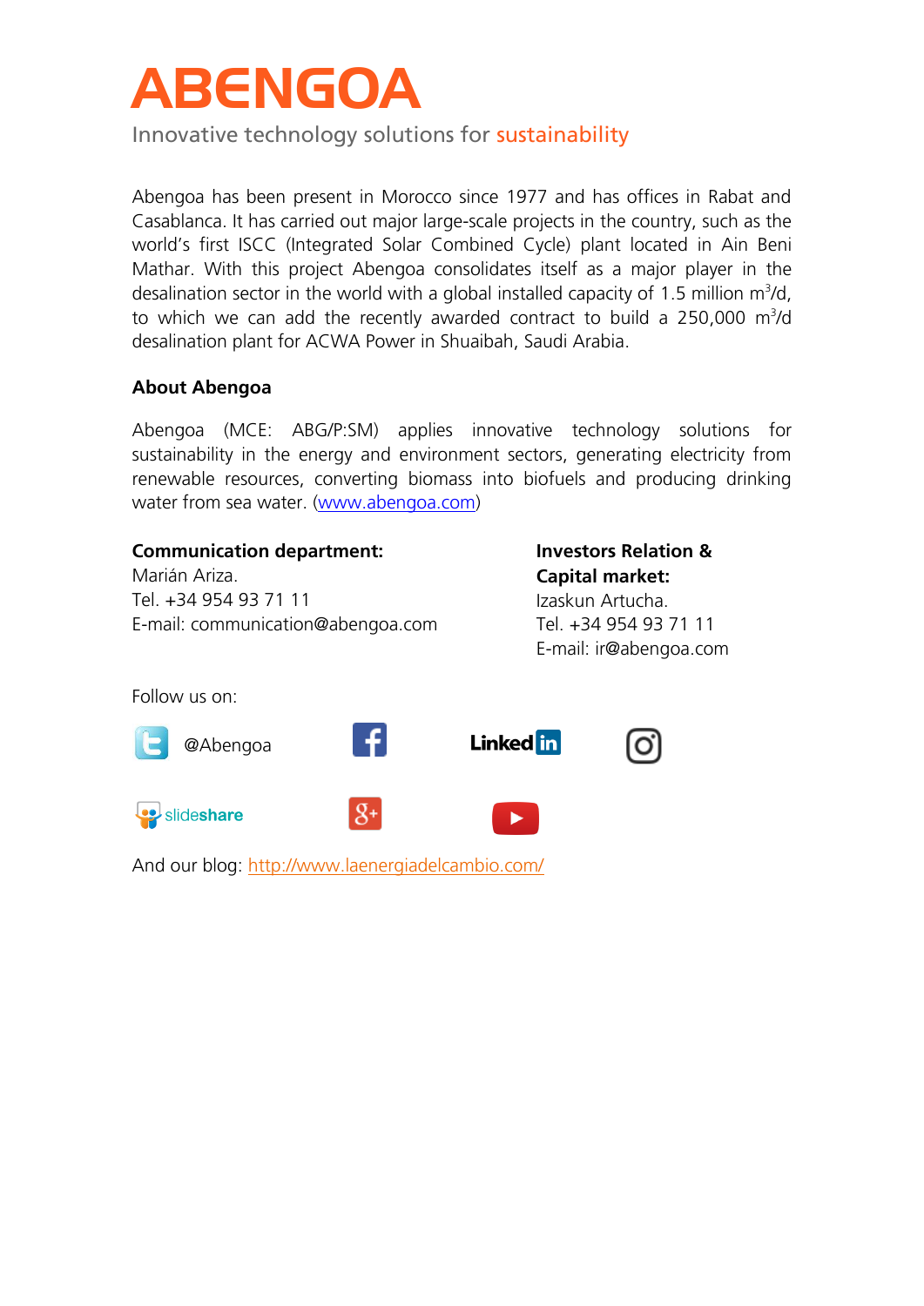# ABENGOA

Innovative technology solutions for sustainability

Abengoa has been present in Morocco since 1977 and has offices in Rabat and Casablanca. It has carried out major large-scale projects in the country, such as the world's first ISCC (Integrated Solar Combined Cycle) plant located in Ain Beni Mathar. With this project Abengoa consolidates itself as a major player in the desalination sector in the world with a global installed capacity of 1.5 million $m^3$/d, to which we can add the recently awarded contract to build a 250,000 $m^3$/d desalination plant for ACWA Power in Shuaibah, Saudi Arabia.

**About Abengoa**

Abengoa (MCE: ABG/P:SM) applies innovative technology solutions for sustainability in the energy and environment sectors, generating electricity from renewable resources, converting biomass into biofuels and producing drinking water from sea water. (www.abengoa.com)

**Communication department:**
Marián Ariza.
Tel. +34 954 93 71 11
E-mail: communication@abengoa.com

**Investors Relation & Capital market:**
Izaskun Artucha.
Tel. +34 954 93 71 11
E-mail: ir@abengoa.com

Follow us on:

@Abengoa

LinkedIn

slideshare

And our blog: http://www.laenergiadelcambio.com/